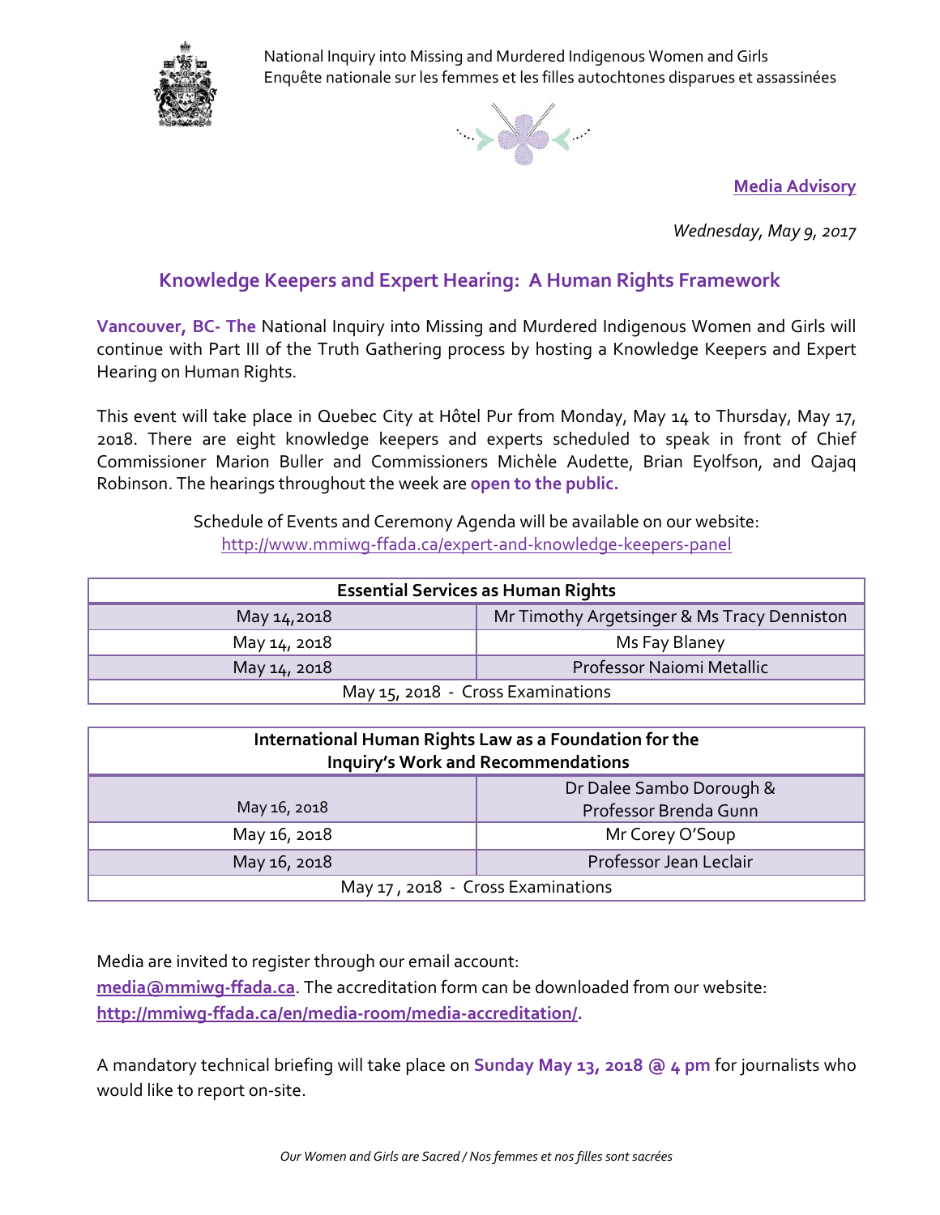National Inquiry into Missing and Murdered Indigenous Women and Girls
Enquête nationale sur les femmes et les filles autochtones disparues et assassinées

**Media Advisory**

*Wednesday, May 9, 2017*

## Knowledge Keepers and Expert Hearing: A Human Rights Framework

**Vancouver, BC- The** National Inquiry into Missing and Murdered Indigenous Women and Girls will continue with Part III of the Truth Gathering process by hosting a Knowledge Keepers and Expert Hearing on Human Rights.

This event will take place in Quebec City at Hôtel Pur from Monday, May 14 to Thursday, May 17, 2018. There are eight knowledge keepers and experts scheduled to speak in front of Chief Commissioner Marion Buller and Commissioners Michèle Audette, Brian Eyolfson, and Qajaq Robinson. The hearings throughout the week are **open to the public.**

Schedule of Events and Ceremony Agenda will be available on our website:
http://www.mmiwg-ffada.ca/expert-and-knowledge-keepers-panel

| Essential Services as Human Rights | |
|---|---|
| May 14,2018 | Mr Timothy Argetsinger & Ms Tracy Denniston |
| May 14, 2018 | Ms Fay Blaney |
| May 14, 2018 | Professor Naiomi Metallic |
| May 15, 2018 - Cross Examinations | |

| International Human Rights Law as a Foundation for the Inquiry's Work and Recommendations | |
|---|---|
| May 16, 2018 | Dr Dalee Sambo Dorough & Professor Brenda Gunn |
| May 16, 2018 | Mr Corey O'Soup |
| May 16, 2018 | Professor Jean Leclair |
| May 17 , 2018 - Cross Examinations | |

Media are invited to register through our email account:
**media@mmiwg-ffada.ca**. The accreditation form can be downloaded from our website:
**http://mmiwg-ffada.ca/en/media-room/media-accreditation/.**

A mandatory technical briefing will take place on **Sunday May 13, 2018 @ 4 pm** for journalists who would like to report on-site.

*Our Women and Girls are Sacred / Nos femmes et nos filles sont sacrées*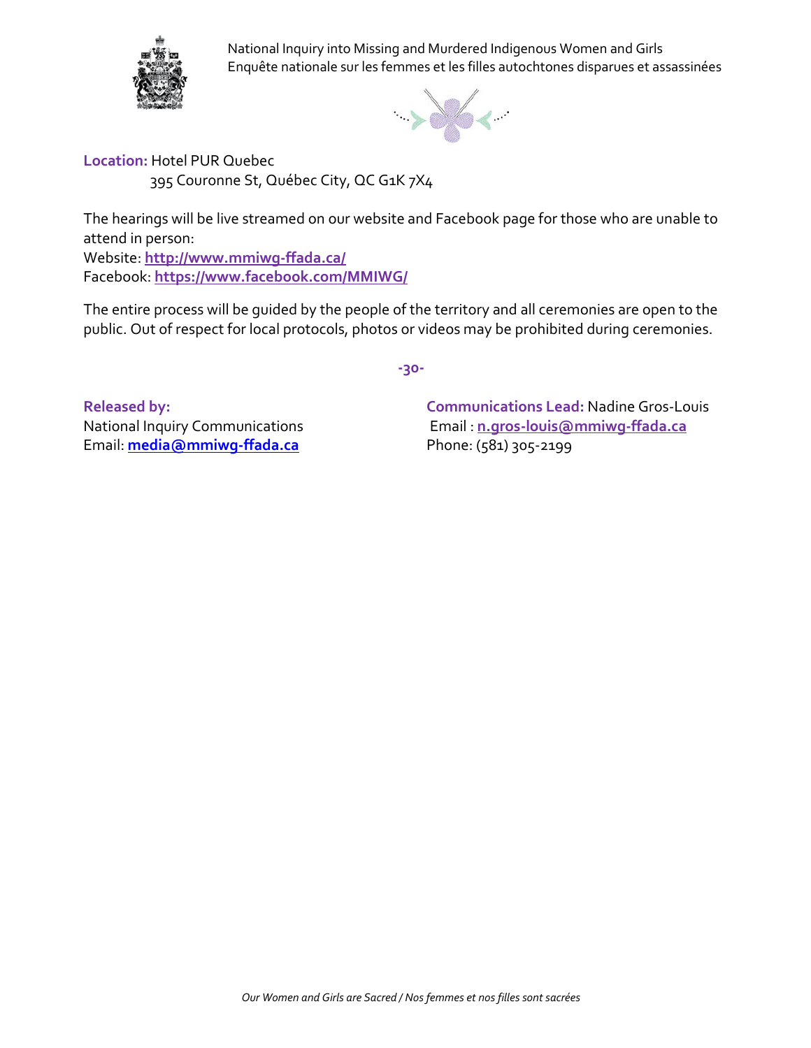National Inquiry into Missing and Murdered Indigenous Women and Girls
Enquête nationale sur les femmes et les filles autochtones disparues et assassinées

**Location:** Hotel PUR Quebec
395 Couronne St, Québec City, QC G1K 7X4

The hearings will be live streamed on our website and Facebook page for those who are unable to attend in person:
Website: **http://www.mmiwg-ffada.ca/**
Facebook: **https://www.facebook.com/MMIWG/**

The entire process will be guided by the people of the territory and all ceremonies are open to the public. Out of respect for local protocols, photos or videos may be prohibited during ceremonies.

**-30-**

**Released by:**
National Inquiry Communications
Email: **media@mmiwg-ffada.ca**

**Communications Lead:** Nadine Gros-Louis
Email : **n.gros-louis@mmiwg-ffada.ca**
Phone: (581) 305-2199

*Our Women and Girls are Sacred / Nos femmes et nos filles sont sacrées*